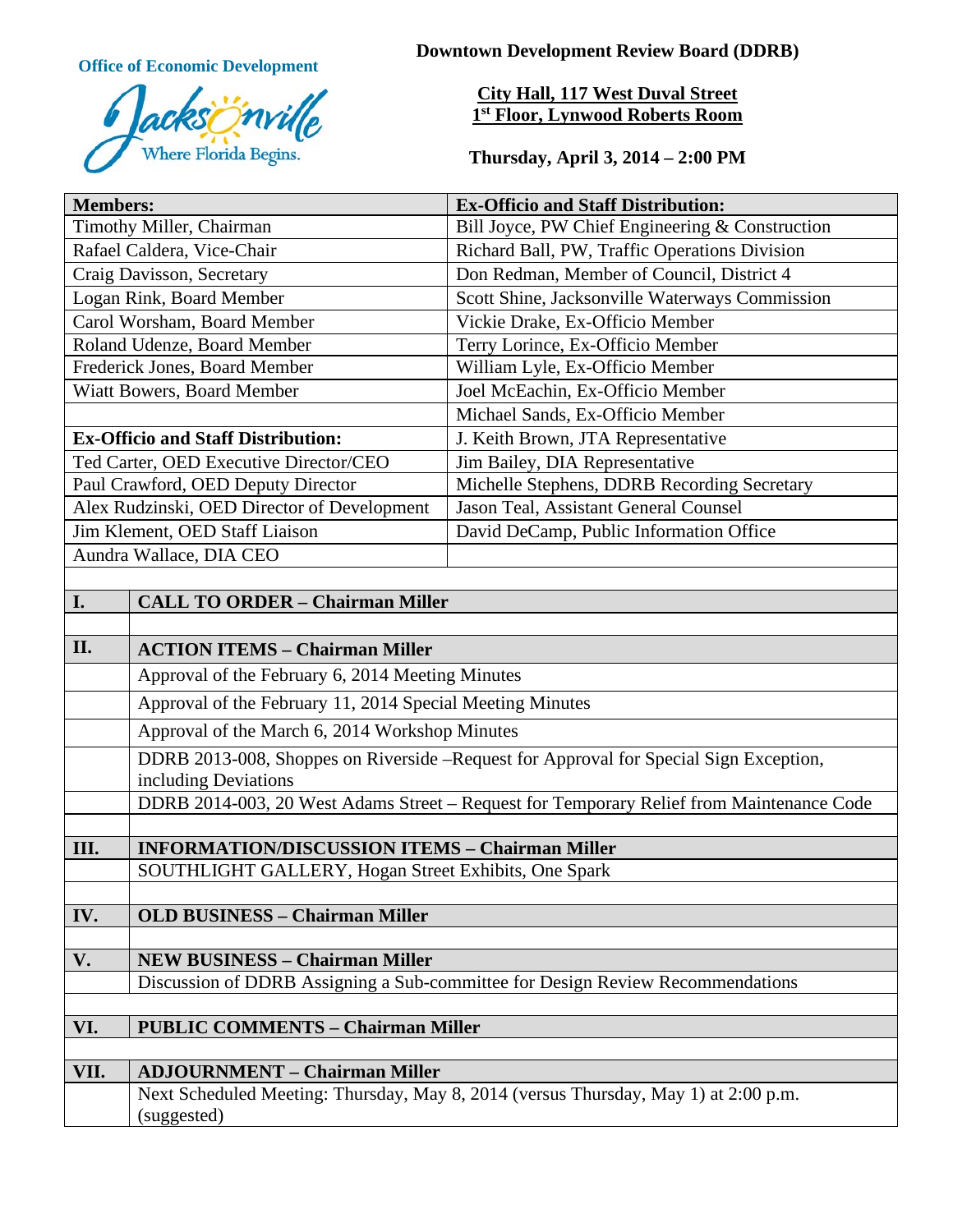**Office of Economic Development**

Jacksonville
Where Florida Begins.

# Downtown Development Review Board (DDRB)

**City Hall, 117 West Duval Street**
**1st Floor, Lynwood Roberts Room**

**Thursday, April 3, 2014 – 2:00 PM**

| **Members:** | **Ex-Officio and Staff Distribution:** |
|---|---|
| Timothy Miller, Chairman | Bill Joyce, PW Chief Engineering & Construction |
| Rafael Caldera, Vice-Chair | Richard Ball, PW, Traffic Operations Division |
| Craig Davisson, Secretary | Don Redman, Member of Council, District 4 |
| Logan Rink, Board Member | Scott Shine, Jacksonville Waterways Commission |
| Carol Worsham, Board Member | Vickie Drake, Ex-Officio Member |
| Roland Udenze, Board Member | Terry Lorince, Ex-Officio Member |
| Frederick Jones, Board Member | William Lyle, Ex-Officio Member |
| Wiatt Bowers, Board Member | Joel McEachin, Ex-Officio Member |
| | Michael Sands, Ex-Officio Member |
| **Ex-Officio and Staff Distribution:** | J. Keith Brown, JTA Representative |
| Ted Carter, OED Executive Director/CEO | Jim Bailey, DIA Representative |
| Paul Crawford, OED Deputy Director | Michelle Stephens, DDRB Recording Secretary |
| Alex Rudzinski, OED Director of Development | Jason Teal, Assistant General Counsel |
| Jim Klement, OED Staff Liaison | David DeCamp, Public Information Office |
| Aundra Wallace, DIA CEO | |

| | |
|---|---|
| **I.** | **CALL TO ORDER – Chairman Miller** |
| | |
| **II.** | **ACTION ITEMS – Chairman Miller** |
| | Approval of the February 6, 2014 Meeting Minutes |
| | Approval of the February 11, 2014 Special Meeting Minutes |
| | Approval of the March 6, 2014 Workshop Minutes |
| | DDRB 2013-008, Shoppes on Riverside –Request for Approval for Special Sign Exception, including Deviations |
| | DDRB 2014-003, 20 West Adams Street – Request for Temporary Relief from Maintenance Code |
| | |
| **III.** | **INFORMATION/DISCUSSION ITEMS – Chairman Miller** |
| | SOUTHLIGHT GALLERY, Hogan Street Exhibits, One Spark |
| | |
| **IV.** | **OLD BUSINESS – Chairman Miller** |
| | |
| **V.** | **NEW BUSINESS – Chairman Miller** |
| | Discussion of DDRB Assigning a Sub-committee for Design Review Recommendations |
| | |
| **VI.** | **PUBLIC COMMENTS – Chairman Miller** |
| | |
| **VII.** | **ADJOURNMENT – Chairman Miller** |
| | Next Scheduled Meeting: Thursday, May 8, 2014 (versus Thursday, May 1) at 2:00 p.m. (suggested) |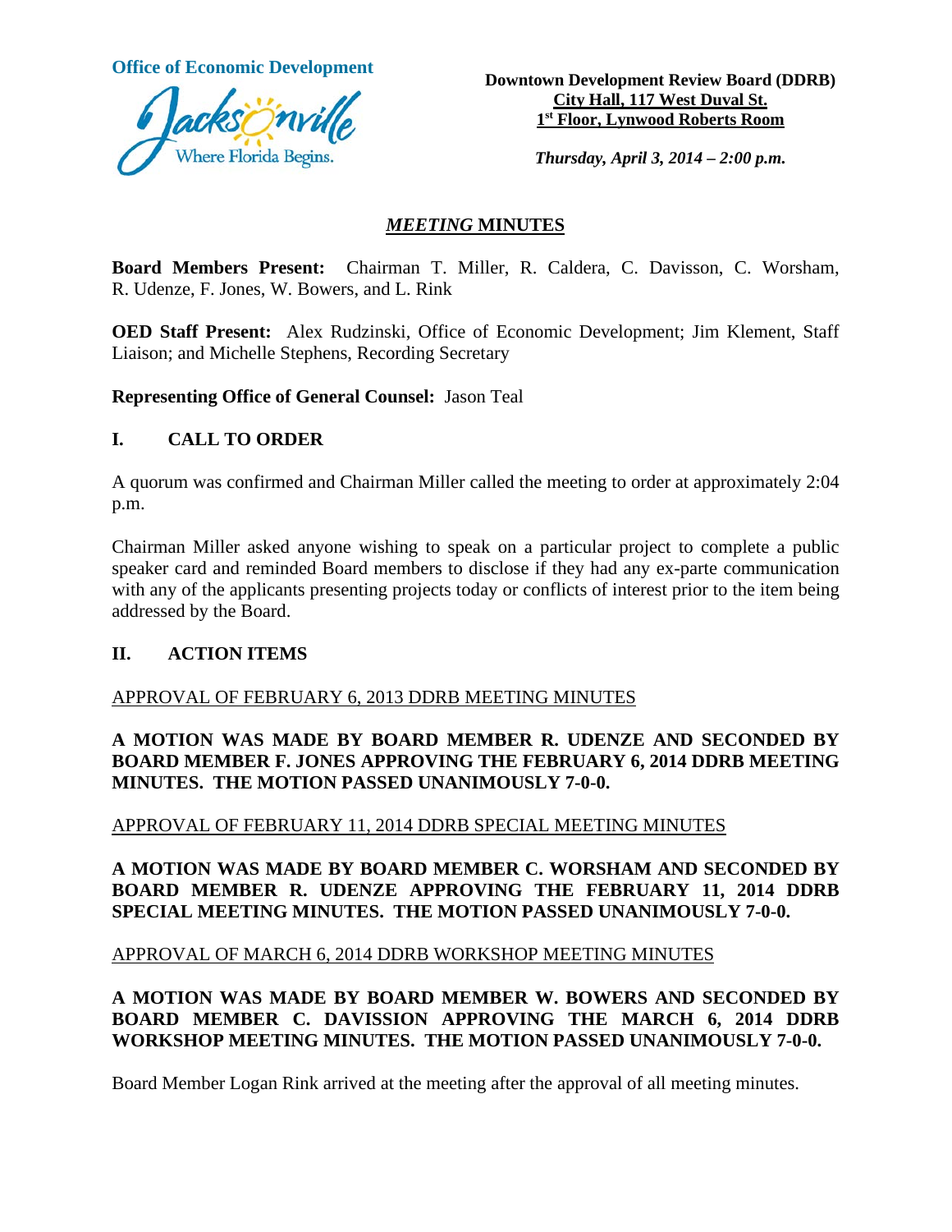**Office of Economic Development**

Jacksonville Where Florida Begins.

**Downtown Development Review Board (DDRB)**
**City Hall, 117 West Duval St.**
**1st Floor, Lynwood Roberts Room**

***Thursday, April 3, 2014 – 2:00 p.m.***

## *MEETING* MINUTES

**Board Members Present:** Chairman T. Miller, R. Caldera, C. Davisson, C. Worsham, R. Udenze, F. Jones, W. Bowers, and L. Rink

**OED Staff Present:** Alex Rudzinski, Office of Economic Development; Jim Klement, Staff Liaison; and Michelle Stephens, Recording Secretary

**Representing Office of General Counsel:** Jason Teal

## I. CALL TO ORDER

A quorum was confirmed and Chairman Miller called the meeting to order at approximately 2:04 p.m.

Chairman Miller asked anyone wishing to speak on a particular project to complete a public speaker card and reminded Board members to disclose if they had any ex-parte communication with any of the applicants presenting projects today or conflicts of interest prior to the item being addressed by the Board.

## II. ACTION ITEMS

APPROVAL OF FEBRUARY 6, 2013 DDRB MEETING MINUTES

**A MOTION WAS MADE BY BOARD MEMBER R. UDENZE AND SECONDED BY BOARD MEMBER F. JONES APPROVING THE FEBRUARY 6, 2014 DDRB MEETING MINUTES. THE MOTION PASSED UNANIMOUSLY 7-0-0.**

APPROVAL OF FEBRUARY 11, 2014 DDRB SPECIAL MEETING MINUTES

**A MOTION WAS MADE BY BOARD MEMBER C. WORSHAM AND SECONDED BY BOARD MEMBER R. UDENZE APPROVING THE FEBRUARY 11, 2014 DDRB SPECIAL MEETING MINUTES. THE MOTION PASSED UNANIMOUSLY 7-0-0.**

APPROVAL OF MARCH 6, 2014 DDRB WORKSHOP MEETING MINUTES

**A MOTION WAS MADE BY BOARD MEMBER W. BOWERS AND SECONDED BY BOARD MEMBER C. DAVISSION APPROVING THE MARCH 6, 2014 DDRB WORKSHOP MEETING MINUTES. THE MOTION PASSED UNANIMOUSLY 7-0-0.**

Board Member Logan Rink arrived at the meeting after the approval of all meeting minutes.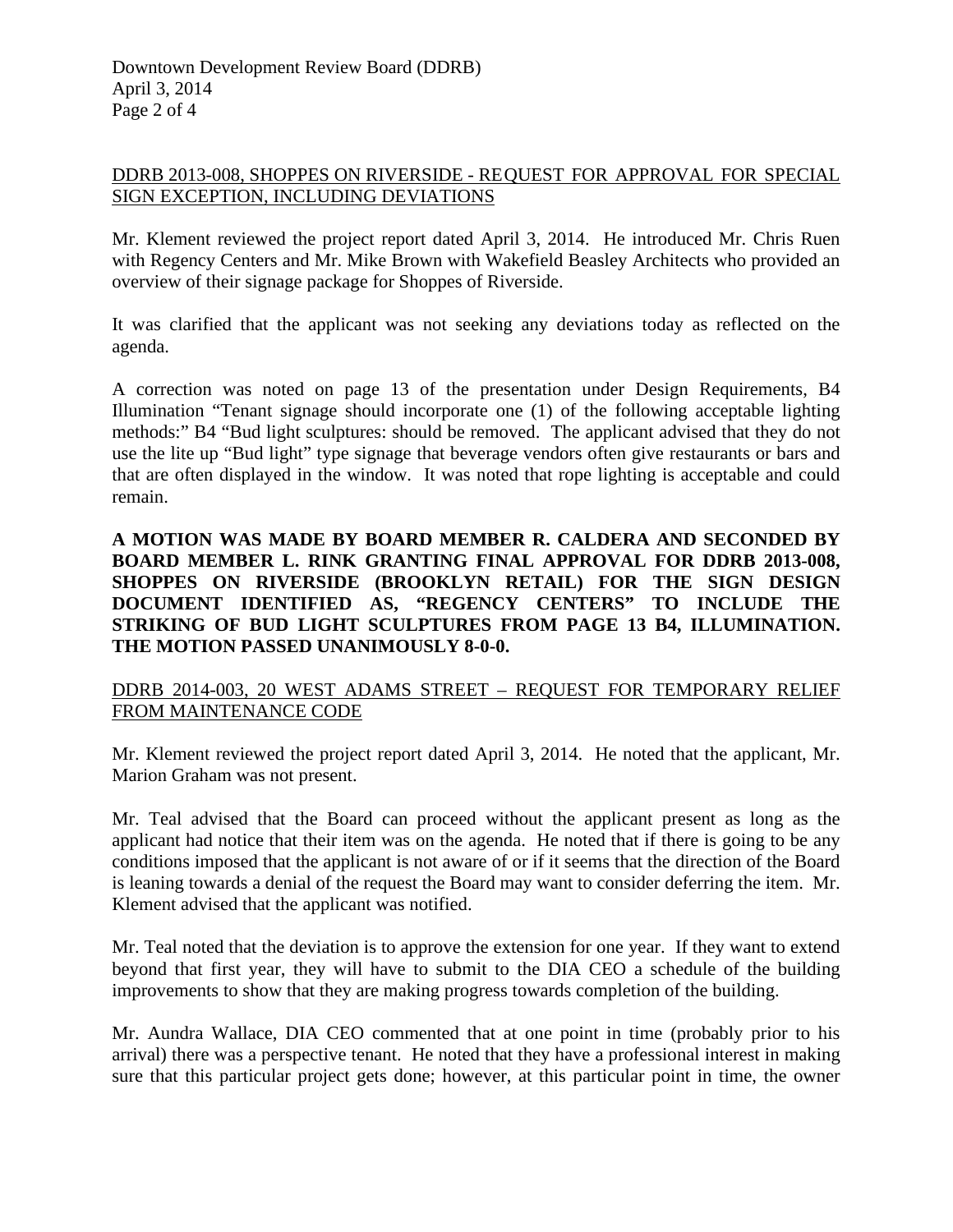DDRB 2013-008, SHOPPES ON RIVERSIDE - REQUEST FOR APPROVAL FOR SPECIAL SIGN EXCEPTION, INCLUDING DEVIATIONS

Mr. Klement reviewed the project report dated April 3, 2014. He introduced Mr. Chris Ruen with Regency Centers and Mr. Mike Brown with Wakefield Beasley Architects who provided an overview of their signage package for Shoppes of Riverside.

It was clarified that the applicant was not seeking any deviations today as reflected on the agenda.

A correction was noted on page 13 of the presentation under Design Requirements, B4 Illumination "Tenant signage should incorporate one (1) of the following acceptable lighting methods:" B4 "Bud light sculptures: should be removed. The applicant advised that they do not use the lite up "Bud light" type signage that beverage vendors often give restaurants or bars and that are often displayed in the window. It was noted that rope lighting is acceptable and could remain.

**A MOTION WAS MADE BY BOARD MEMBER R. CALDERA AND SECONDED BY BOARD MEMBER L. RINK GRANTING FINAL APPROVAL FOR DDRB 2013-008, SHOPPES ON RIVERSIDE (BROOKLYN RETAIL) FOR THE SIGN DESIGN DOCUMENT IDENTIFIED AS, "REGENCY CENTERS" TO INCLUDE THE STRIKING OF BUD LIGHT SCULPTURES FROM PAGE 13 B4, ILLUMINATION. THE MOTION PASSED UNANIMOUSLY 8-0-0.**

DDRB 2014-003, 20 WEST ADAMS STREET – REQUEST FOR TEMPORARY RELIEF FROM MAINTENANCE CODE

Mr. Klement reviewed the project report dated April 3, 2014. He noted that the applicant, Mr. Marion Graham was not present.

Mr. Teal advised that the Board can proceed without the applicant present as long as the applicant had notice that their item was on the agenda. He noted that if there is going to be any conditions imposed that the applicant is not aware of or if it seems that the direction of the Board is leaning towards a denial of the request the Board may want to consider deferring the item. Mr. Klement advised that the applicant was notified.

Mr. Teal noted that the deviation is to approve the extension for one year. If they want to extend beyond that first year, they will have to submit to the DIA CEO a schedule of the building improvements to show that they are making progress towards completion of the building.

Mr. Aundra Wallace, DIA CEO commented that at one point in time (probably prior to his arrival) there was a perspective tenant. He noted that they have a professional interest in making sure that this particular project gets done; however, at this particular point in time, the owner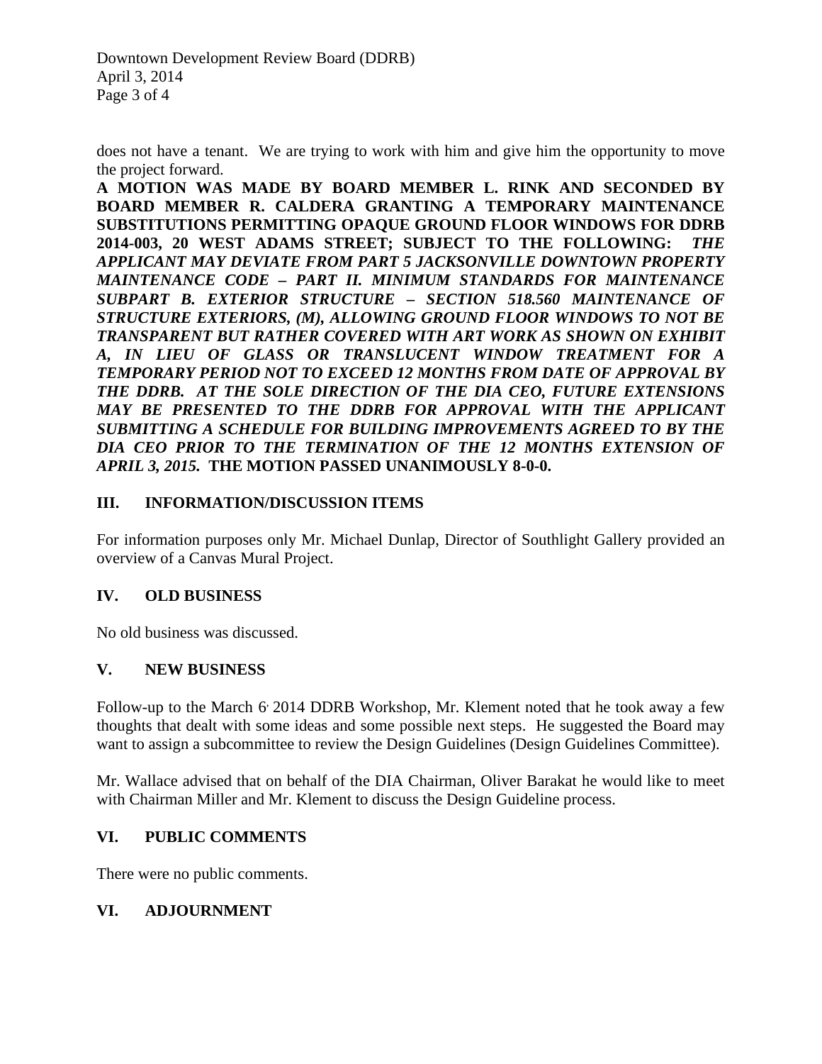does not have a tenant. We are trying to work with him and give him the opportunity to move the project forward.

**A MOTION WAS MADE BY BOARD MEMBER L. RINK AND SECONDED BY BOARD MEMBER R. CALDERA GRANTING A TEMPORARY MAINTENANCE SUBSTITUTIONS PERMITTING OPAQUE GROUND FLOOR WINDOWS FOR DDRB 2014-003, 20 WEST ADAMS STREET; SUBJECT TO THE FOLLOWING:** ***THE APPLICANT MAY DEVIATE FROM PART 5 JACKSONVILLE DOWNTOWN PROPERTY MAINTENANCE CODE – PART II. MINIMUM STANDARDS FOR MAINTENANCE SUBPART B. EXTERIOR STRUCTURE – SECTION 518.560 MAINTENANCE OF STRUCTURE EXTERIORS, (M), ALLOWING GROUND FLOOR WINDOWS TO NOT BE TRANSPARENT BUT RATHER COVERED WITH ART WORK AS SHOWN ON EXHIBIT A, IN LIEU OF GLASS OR TRANSLUCENT WINDOW TREATMENT FOR A TEMPORARY PERIOD NOT TO EXCEED 12 MONTHS FROM DATE OF APPROVAL BY THE DDRB. AT THE SOLE DIRECTION OF THE DIA CEO, FUTURE EXTENSIONS MAY BE PRESENTED TO THE DDRB FOR APPROVAL WITH THE APPLICANT SUBMITTING A SCHEDULE FOR BUILDING IMPROVEMENTS AGREED TO BY THE DIA CEO PRIOR TO THE TERMINATION OF THE 12 MONTHS EXTENSION OF APRIL 3, 2015.*** **THE MOTION PASSED UNANIMOUSLY 8-0-0.**

## III. INFORMATION/DISCUSSION ITEMS

For information purposes only Mr. Michael Dunlap, Director of Southlight Gallery provided an overview of a Canvas Mural Project.

## IV. OLD BUSINESS

No old business was discussed.

## V. NEW BUSINESS

Follow-up to the March 6, 2014 DDRB Workshop, Mr. Klement noted that he took away a few thoughts that dealt with some ideas and some possible next steps. He suggested the Board may want to assign a subcommittee to review the Design Guidelines (Design Guidelines Committee).

Mr. Wallace advised that on behalf of the DIA Chairman, Oliver Barakat he would like to meet with Chairman Miller and Mr. Klement to discuss the Design Guideline process.

## VI. PUBLIC COMMENTS

There were no public comments.

## VI. ADJOURNMENT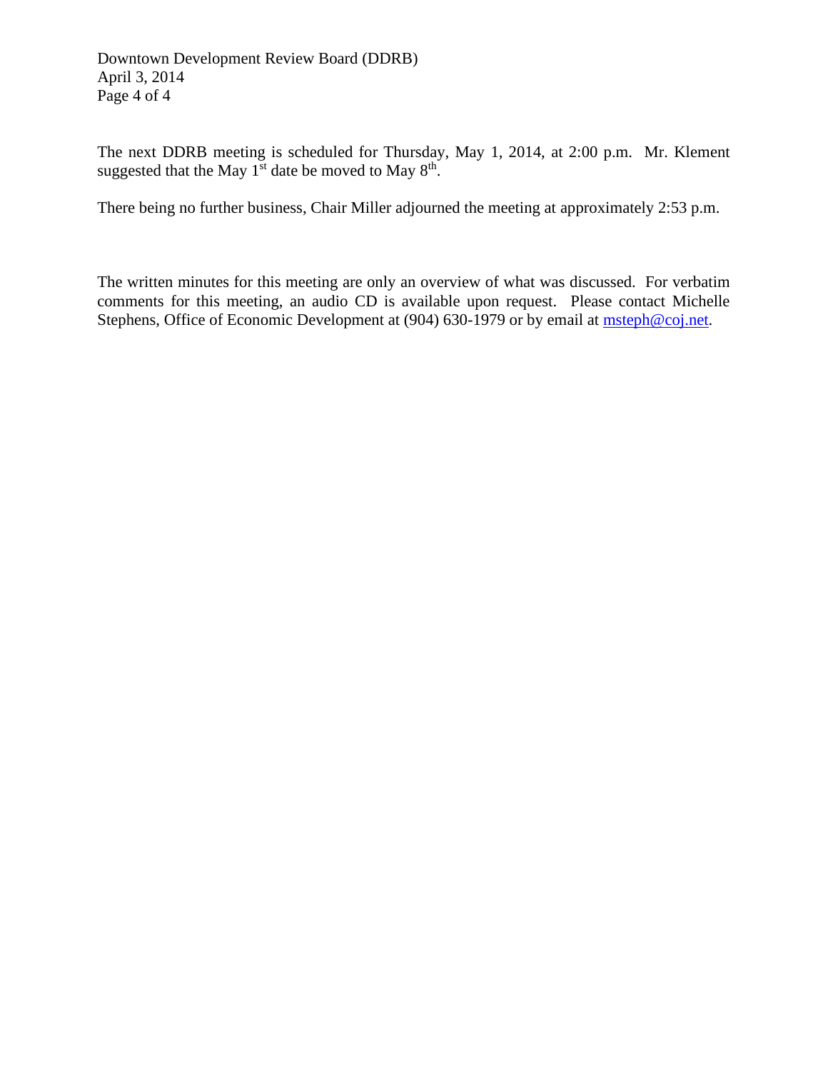The next DDRB meeting is scheduled for Thursday, May 1, 2014, at 2:00 p.m. Mr. Klement suggested that the May 1st date be moved to May 8th.

There being no further business, Chair Miller adjourned the meeting at approximately 2:53 p.m.

The written minutes for this meeting are only an overview of what was discussed. For verbatim comments for this meeting, an audio CD is available upon request. Please contact Michelle Stephens, Office of Economic Development at (904) 630-1979 or by email at msteph@coj.net.